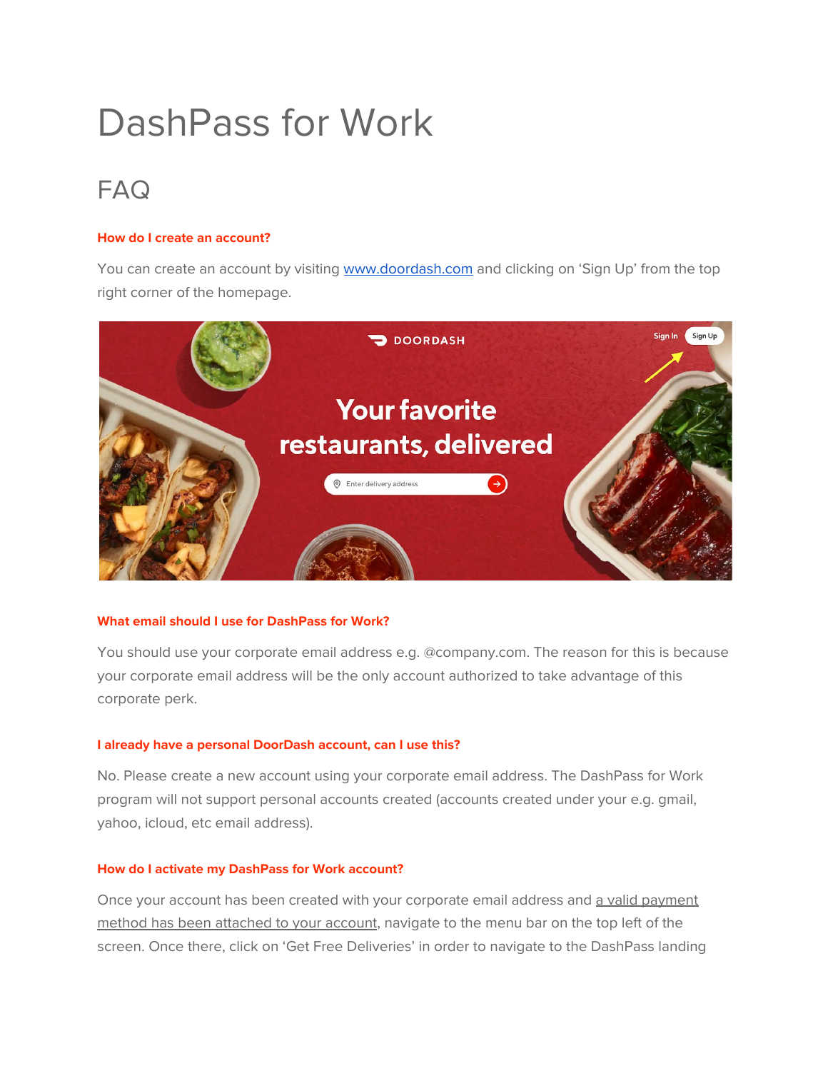# DashPass for Work

## FAQ

**How do I create an account?**

You can create an account by visiting [www.doordash.com](http://www.doordash.com) and clicking on 'Sign Up' from the top right corner of the homepage.

**What email should I use for DashPass for Work?**

You should use your corporate email address e.g. @company.com. The reason for this is because your corporate email address will be the only account authorized to take advantage of this corporate perk.

**I already have a personal DoorDash account, can I use this?**

No. Please create a new account using your corporate email address. The DashPass for Work program will not support personal accounts created (accounts created under your e.g. gmail, yahoo, icloud, etc email address).

**How do I activate my DashPass for Work account?**

Once your account has been created with your corporate email address and a valid payment method has been attached to your account, navigate to the menu bar on the top left of the screen. Once there, click on 'Get Free Deliveries' in order to navigate to the DashPass landing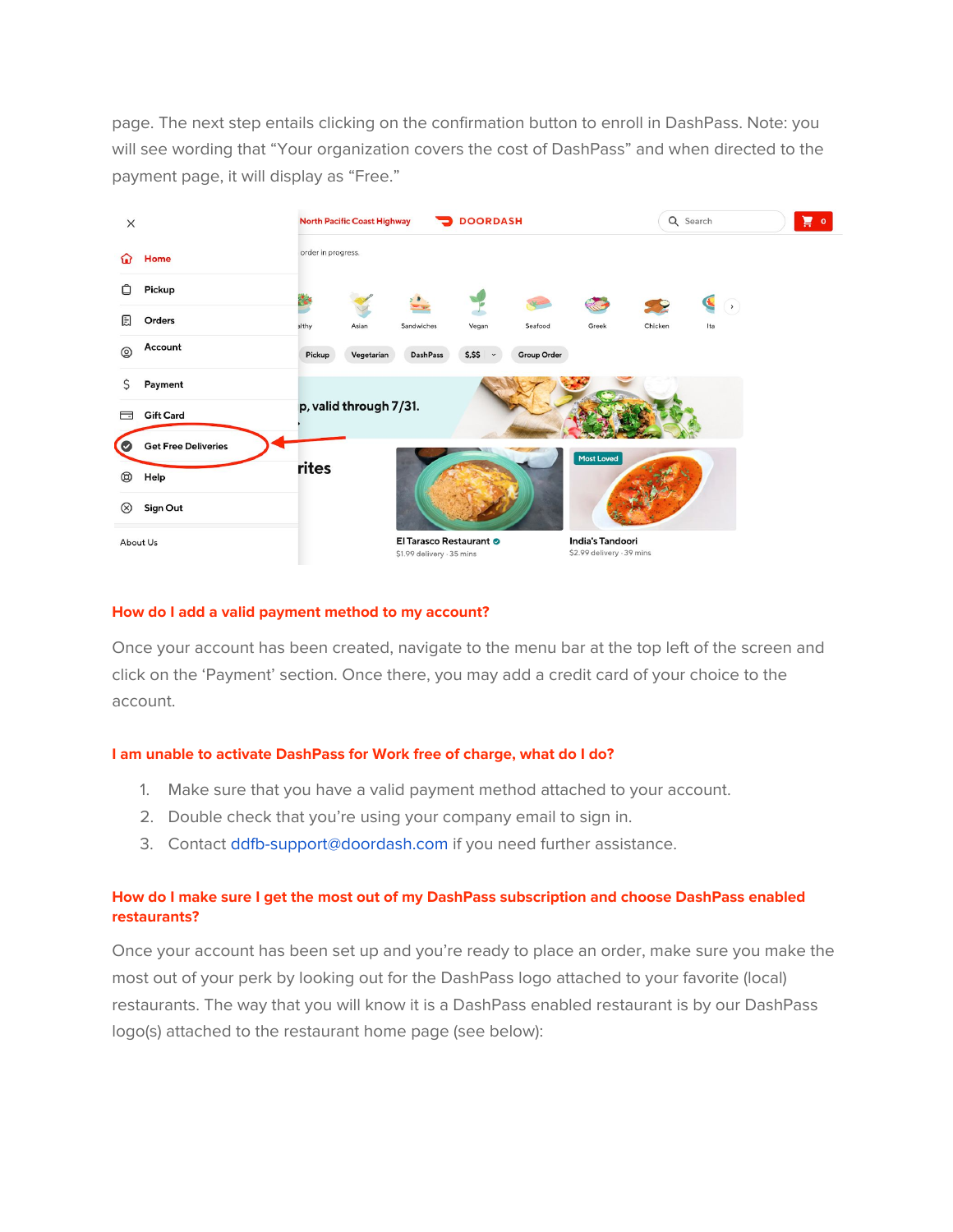page. The next step entails clicking on the confirmation button to enroll in DashPass. Note: you will see wording that "Your organization covers the cost of DashPass" and when directed to the payment page, it will display as "Free."

### How do I add a valid payment method to my account?

Once your account has been created, navigate to the menu bar at the top left of the screen and click on the 'Payment' section. Once there, you may add a credit card of your choice to the account.

### I am unable to activate DashPass for Work free of charge, what do I do?

1. Make sure that you have a valid payment method attached to your account.
2. Double check that you're using your company email to sign in.
3. Contact ddfb-support@doordash.com if you need further assistance.

### How do I make sure I get the most out of my DashPass subscription and choose DashPass enabled restaurants?

Once your account has been set up and you're ready to place an order, make sure you make the most out of your perk by looking out for the DashPass logo attached to your favorite (local) restaurants. The way that you will know it is a DashPass enabled restaurant is by our DashPass logo(s) attached to the restaurant home page (see below):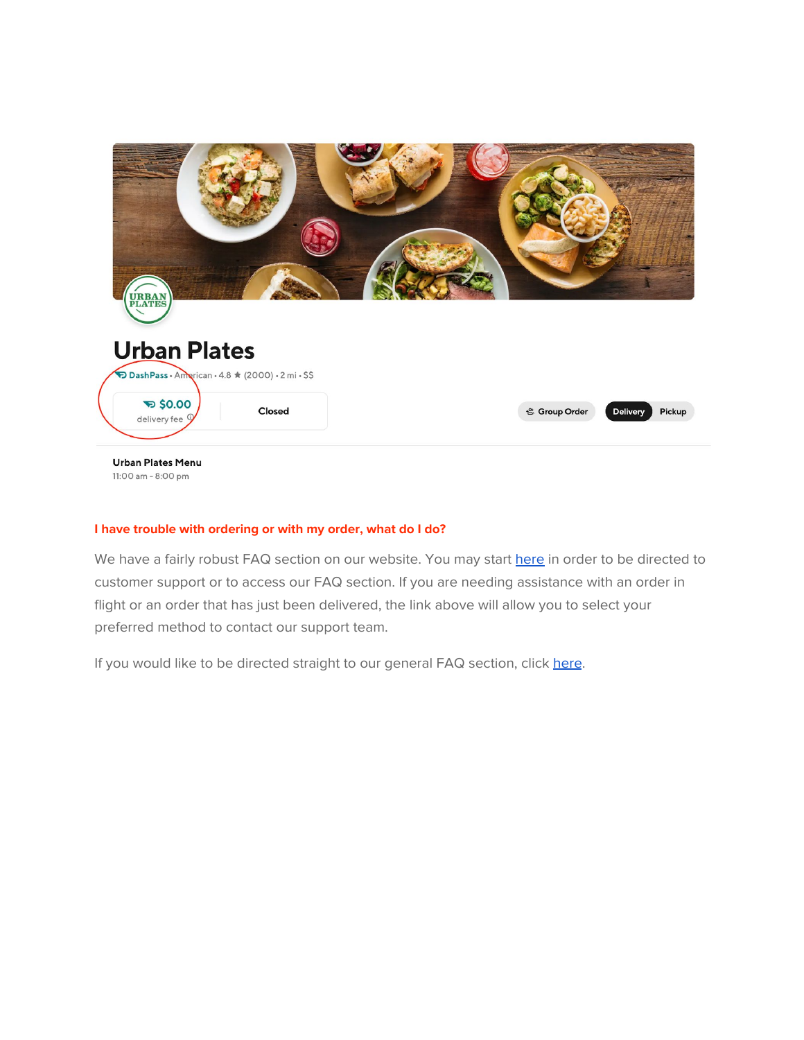# Urban Plates

DashPass • American • 4.8 ★ (2000) • 2 mi • $$

$0.00 delivery fee | Closed

Group Order | Delivery | Pickup

**Urban Plates Menu**
11:00 am - 8:00 pm

**I have trouble with ordering or with my order, what do I do?**

We have a fairly robust FAQ section on our website. You may start here in order to be directed to customer support or to access our FAQ section. If you are needing assistance with an order in flight or an order that has just been delivered, the link above will allow you to select your preferred method to contact our support team.

If you would like to be directed straight to our general FAQ section, click here.